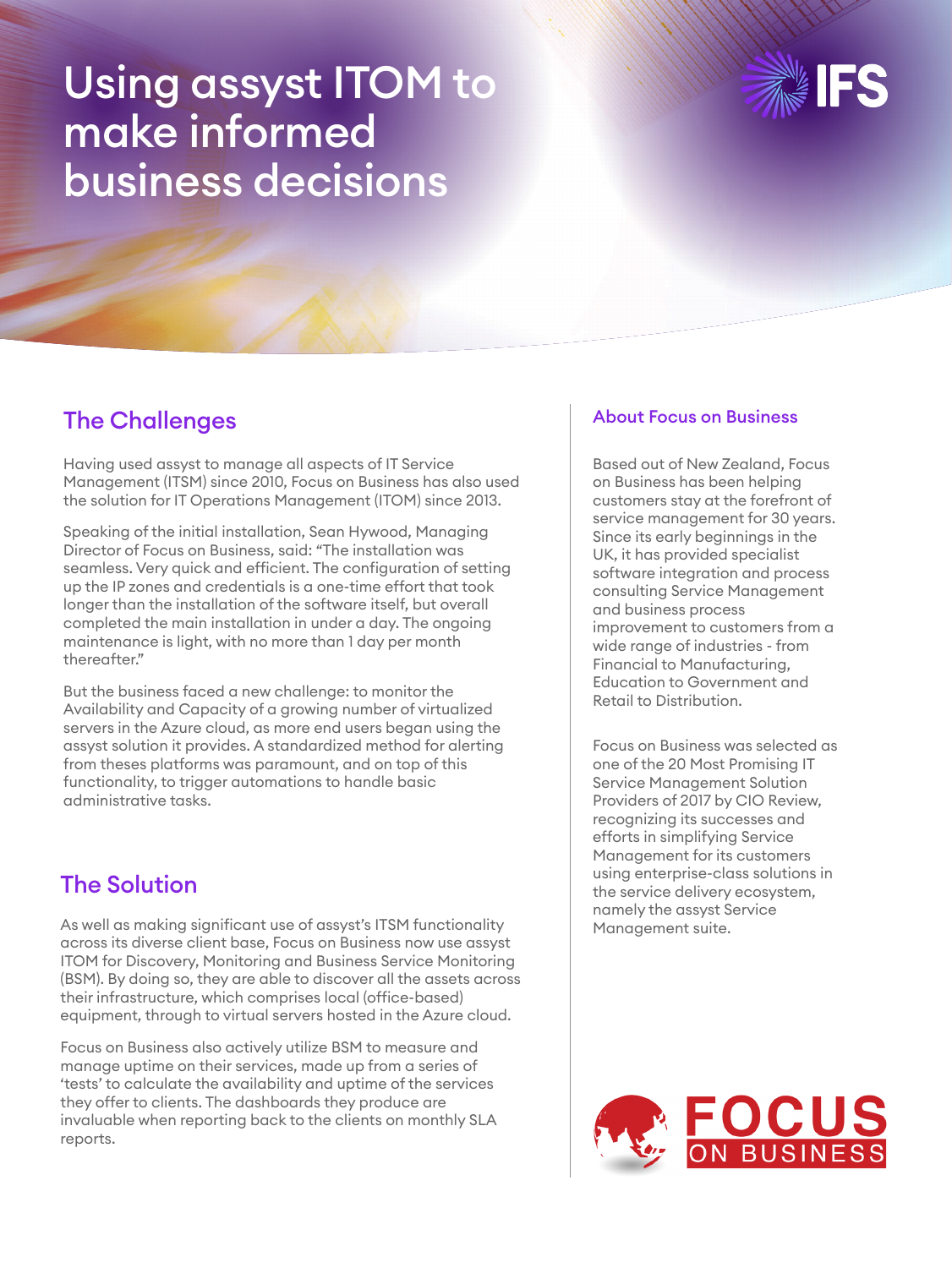# Using assyst ITOM to make informed business decisions

## The Challenges

Having used assyst to manage all aspects of IT Service Management (ITSM) since 2010, Focus on Business has also used the solution for IT Operations Management (ITOM) since 2013.

Speaking of the initial installation, Sean Hywood, Managing Director of Focus on Business, said: "The installation was seamless. Very quick and efficient. The configuration of setting up the IP zones and credentials is a one-time effort that took longer than the installation of the software itself, but overall completed the main installation in under a day. The ongoing maintenance is light, with no more than 1 day per month thereafter."

But the business faced a new challenge: to monitor the Availability and Capacity of a growing number of virtualized servers in the Azure cloud, as more end users began using the assyst solution it provides. A standardized method for alerting from theses platforms was paramount, and on top of this functionality, to trigger automations to handle basic administrative tasks.

## The Solution

As well as making significant use of assyst's ITSM functionality across its diverse client base, Focus on Business now use assyst ITOM for Discovery, Monitoring and Business Service Monitoring (BSM). By doing so, they are able to discover all the assets across their infrastructure, which comprises local (office-based) equipment, through to virtual servers hosted in the Azure cloud.

Focus on Business also actively utilize BSM to measure and manage uptime on their services, made up from a series of 'tests' to calculate the availability and uptime of the services they offer to clients. The dashboards they produce are invaluable when reporting back to the clients on monthly SLA reports.

### About Focus on Business

Based out of New Zealand, Focus on Business has been helping customers stay at the forefront of service management for 30 years. Since its early beginnings in the UK, it has provided specialist software integration and process consulting Service Management and business process improvement to customers from a wide range of industries - from Financial to Manufacturing, Education to Government and Retail to Distribution.

Focus on Business was selected as one of the 20 Most Promising IT Service Management Solution Providers of 2017 by CIO Review, recognizing its successes and efforts in simplifying Service Management for its customers using enterprise-class solutions in the service delivery ecosystem, namely the assyst Service Management suite.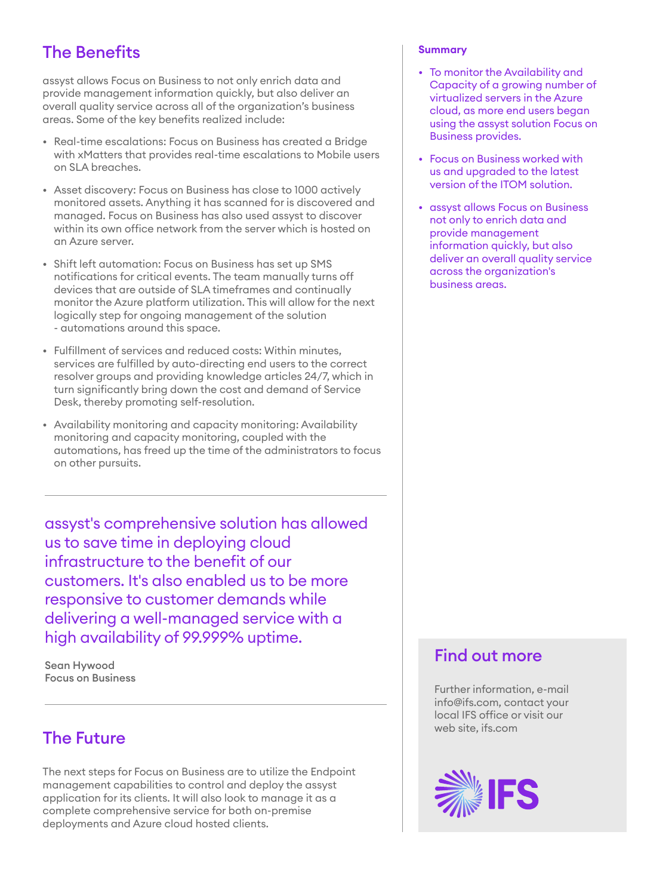## The Benefits

assyst allows Focus on Business to not only enrich data and provide management information quickly, but also deliver an overall quality service across all of the organization's business areas. Some of the key benefits realized include:

- Real-time escalations: Focus on Business has created a Bridge with xMatters that provides real-time escalations to Mobile users on SLA breaches.
- Asset discovery: Focus on Business has close to 1000 actively monitored assets. Anything it has scanned for is discovered and managed. Focus on Business has also used assyst to discover within its own office network from the server which is hosted on an Azure server.
- Shift left automation: Focus on Business has set up SMS notifications for critical events. The team manually turns off devices that are outside of SLA timeframes and continually monitor the Azure platform utilization. This will allow for the next logically step for ongoing management of the solution - automations around this space.
- Fulfillment of services and reduced costs: Within minutes, services are fulfilled by auto-directing end users to the correct resolver groups and providing knowledge articles 24/7, which in turn significantly bring down the cost and demand of Service Desk, thereby promoting self-resolution.
- Availability monitoring and capacity monitoring: Availability monitoring and capacity monitoring, coupled with the automations, has freed up the time of the administrators to focus on other pursuits.

> assyst's comprehensive solution has allowed us to save time in deploying cloud infrastructure to the benefit of our customers. It's also enabled us to be more responsive to customer demands while delivering a well-managed service with a high availability of 99.999% uptime.
>
> **Sean Hywood**
> **Focus on Business**

## The Future

The next steps for Focus on Business are to utilize the Endpoint management capabilities to control and deploy the assyst application for its clients. It will also look to manage it as a complete comprehensive service for both on-premise deployments and Azure cloud hosted clients.

### Summary

- To monitor the Availability and Capacity of a growing number of virtualized servers in the Azure cloud, as more end users began using the assyst solution Focus on Business provides.
- Focus on Business worked with us and upgraded to the latest version of the ITOM solution.
- assyst allows Focus on Business not only to enrich data and provide management information quickly, but also deliver an overall quality service across the organization's business areas.

## Find out more

Further information, e-mail info@ifs.com, contact your local IFS office or visit our web site, ifs.com

IFS